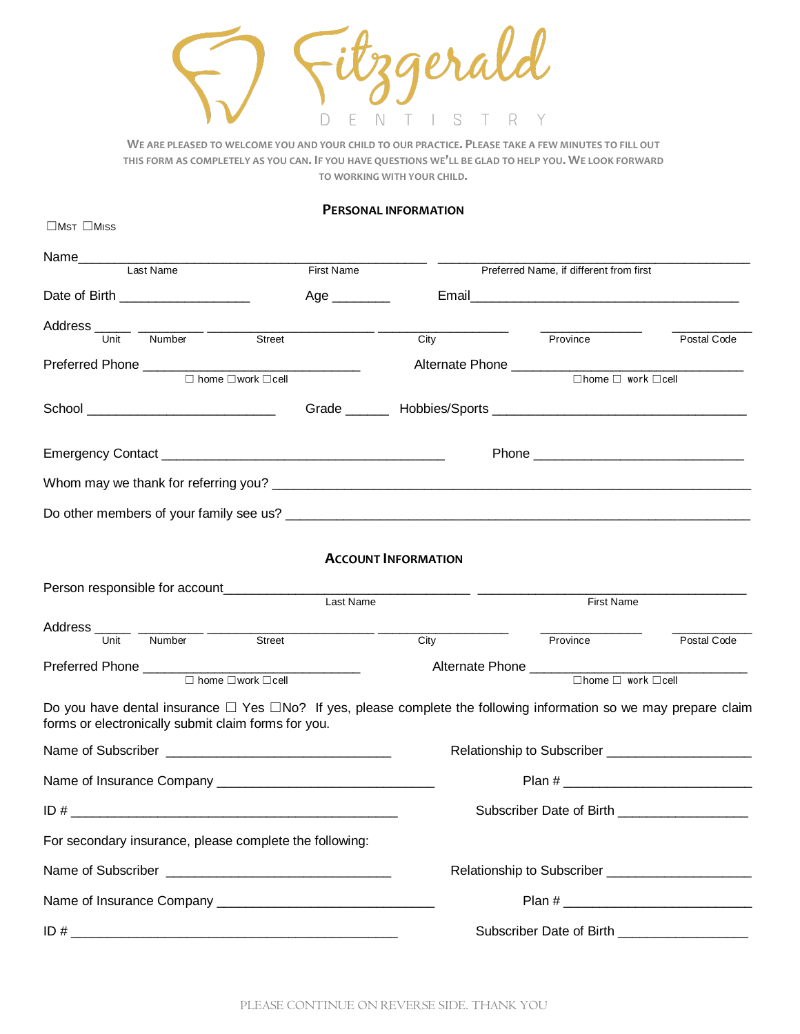# Fitzgerald DENTISTRY

WE ARE PLEASED TO WELCOME YOU AND YOUR CHILD TO OUR PRACTICE. PLEASE TAKE A FEW MINUTES TO FILL OUT THIS FORM AS COMPLETELY AS YOU CAN. IF YOU HAVE QUESTIONS WE'LL BE GLAD TO HELP YOU. WE LOOK FORWARD TO WORKING WITH YOUR CHILD.

## PERSONAL INFORMATION

☐MST ☐MISS

Name___________________________ ___________________________ ___________________________
Last Name First Name Preferred Name, if different from first

Date of Birth ________________ Age _______ Email____________________________________

Address _____ _________ ____________________ ________________ ______________ __________
Unit Number Street City Province Postal Code

Preferred Phone ___________________________ Alternate Phone ___________________________
☐ home ☐work ☐cell ☐home ☐ work ☐cell

School _______________________ Grade ______ Hobbies/Sports ________________________________

Emergency Contact ____________________________________ Phone ___________________________

Whom may we thank for referring you? ____________________________________________________________

Do other members of your family see us? __________________________________________________________

## ACCOUNT INFORMATION

Person responsible for account_______________________________ ___________________________________
Last Name First Name

Address _____ _________ ____________________ ________________ ______________ __________
Unit Number Street City Province Postal Code

Preferred Phone ___________________________ Alternate Phone ___________________________
☐ home ☐work ☐cell ☐home ☐ work ☐cell

Do you have dental insurance ☐ Yes ☐No? If yes, please complete the following information so we may prepare claim forms or electronically submit claim forms for you.

Name of Subscriber ____________________________ Relationship to Subscriber __________________

Name of Insurance Company ____________________________ Plan # ________________________

ID # __________________________________________ Subscriber Date of Birth ________________

For secondary insurance, please complete the following:

Name of Subscriber ____________________________ Relationship to Subscriber __________________

Name of Insurance Company ____________________________ Plan # ________________________

ID # __________________________________________ Subscriber Date of Birth ________________

PLEASE CONTINUE ON REVERSE SIDE. THANK YOU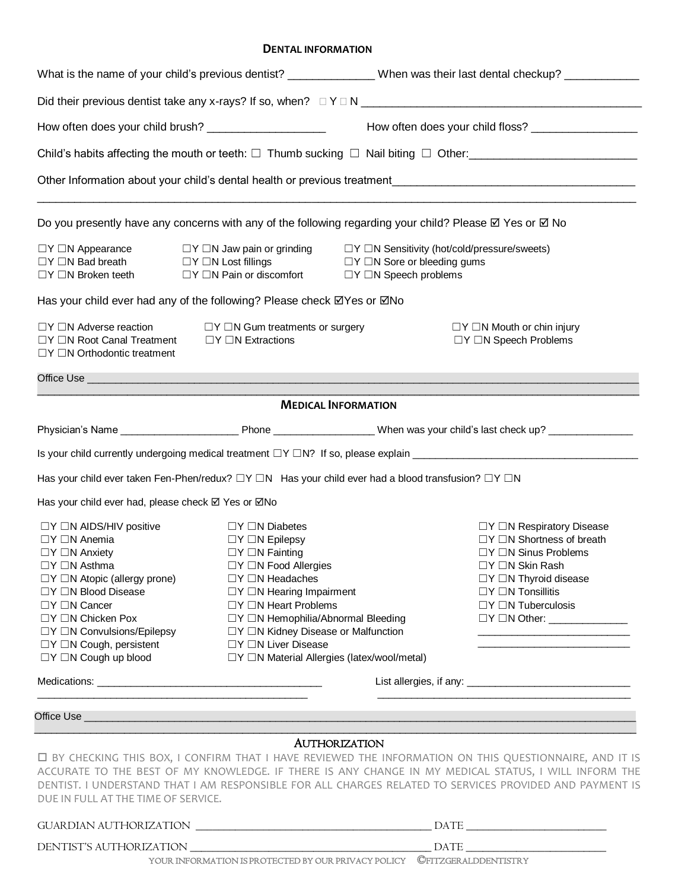## DENTAL INFORMATION

What is the name of your child's previous dentist? ______________ When was their last dental checkup? ____________

Did their previous dentist take any x-rays? If so, when? ☐ Y ☐ N ______________________________________________

How often does your child brush? ___________________ How often does your child floss? _________________

Child's habits affecting the mouth or teeth: ☐ Thumb sucking ☐ Nail biting ☐ Other:___________________________

Other Information about your child's dental health or previous treatment________________________________________
_____________________________________________________________________________________________

Do you presently have any concerns with any of the following regarding your child? Please ☑ Yes or ☑ No

| | | |
|---|---|---|
| ☐Y ☐N Appearance | ☐Y ☐N Jaw pain or grinding | ☐Y ☐N Sensitivity (hot/cold/pressure/sweets) |
| ☐Y ☐N Bad breath | ☐Y ☐N Lost fillings | ☐Y ☐N Sore or bleeding gums |
| ☐Y ☐N Broken teeth | ☐Y ☐N Pain or discomfort | ☐Y ☐N Speech problems |

Has your child ever had any of the following? Please check ☑Yes or ☑No

| | | |
|---|---|---|
| ☐Y ☐N Adverse reaction | ☐Y ☐N Gum treatments or surgery | ☐Y ☐N Mouth or chin injury |
| ☐Y ☐N Root Canal Treatment | ☐Y ☐N Extractions | ☐Y ☐N Speech Problems |
| ☐Y ☐N Orthodontic treatment | | |

Office Use _____________________________________________________________________________________
_____________________________________________________________________________________________

## MEDICAL INFORMATION

Physician's Name _____________________ Phone __________________ When was your child's last check up? _______________

Is your child currently undergoing medical treatment ☐Y ☐N? If so, please explain ________________________________________

Has your child ever taken Fen-Phen/redux? ☐Y ☐N Has your child ever had a blood transfusion? ☐Y ☐N

Has your child ever had, please check ☑ Yes or ☑No

| | | |
|---|---|---|
| ☐Y ☐N AIDS/HIV positive | ☐Y ☐N Diabetes | ☐Y ☐N Respiratory Disease |
| ☐Y ☐N Anemia | ☐Y ☐N Epilepsy | ☐Y ☐N Shortness of breath |
| ☐Y ☐N Anxiety | ☐Y ☐N Fainting | ☐Y ☐N Sinus Problems |
| ☐Y ☐N Asthma | ☐Y ☐N Food Allergies | ☐Y ☐N Skin Rash |
| ☐Y ☐N Atopic (allergy prone) | ☐Y ☐N Headaches | ☐Y ☐N Thyroid disease |
| ☐Y ☐N Blood Disease | ☐Y ☐N Hearing Impairment | ☐Y ☐N Tonsillitis |
| ☐Y ☐N Cancer | ☐Y ☐N Heart Problems | ☐Y ☐N Tuberculosis |
| ☐Y ☐N Chicken Pox | ☐Y ☐N Hemophilia/Abnormal Bleeding | ☐Y ☐N Other: ______________ |
| ☐Y ☐N Convulsions/Epilepsy | ☐Y ☐N Kidney Disease or Malfunction | ___________________________ |
| ☐Y ☐N Cough, persistent | ☐Y ☐N Liver Disease | ___________________________ |
| ☐Y ☐N Cough up blood | ☐Y ☐N Material Allergies (latex/wool/metal) | |

Medications: ________________________________________ List allergies, if any: ______________________________
_______________________________________________ _______________________________________________

Office Use _____________________________________________________________________________________
_____________________________________________________________________________________________

## AUTHORIZATION

☐ BY CHECKING THIS BOX, I CONFIRM THAT I HAVE REVIEWED THE INFORMATION ON THIS QUESTIONNAIRE, AND IT IS ACCURATE TO THE BEST OF MY KNOWLEDGE. IF THERE IS ANY CHANGE IN MY MEDICAL STATUS, I WILL INFORM THE DENTIST. I UNDERSTAND THAT I AM RESPONSIBLE FOR ALL CHARGES RELATED TO SERVICES PROVIDED AND PAYMENT IS DUE IN FULL AT THE TIME OF SERVICE.

GUARDIAN AUTHORIZATION ____________________________________________ DATE __________________________

DENTIST'S AUTHORIZATION ____________________________________________ DATE __________________________

YOUR INFORMATION IS PROTECTED BY OUR PRIVACY POLICY ©FITZGERALDDENTISTRY